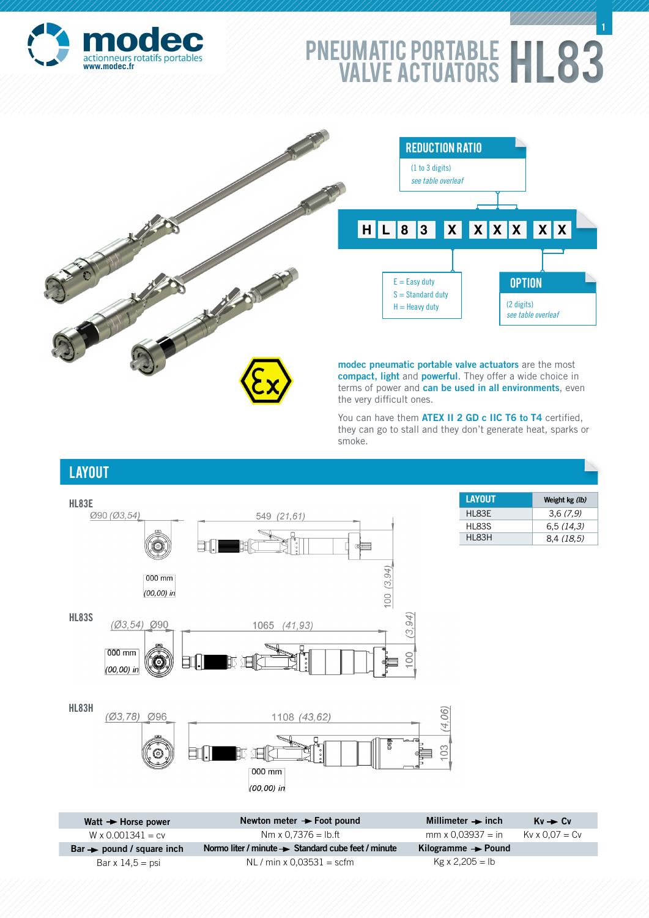# modec

actionneurs rotatifs portables
www.modec.fr

# PNEUMATIC PORTABLE VALVE ACTUATORS HL83

**REDUCTION RATIO**
(1 to 3 digits)
*see table overleaf*

**H L 8 3 X X X X X X**

- E = Easy duty
- S = Standard duty
- H = Heavy duty

**OPTION**
(2 digits)
*see table overleaf*

**modec pneumatic portable valve actuators** are the most **compact, light** and **powerful**. They offer a wide choice in terms of power and **can be used in all environments**, even the very difficult ones.

You can have them **ATEX II 2 GD c IIC T6 to T4** certified, they can go to stall and they don't generate heat, sparks or smoke.

## LAYOUT

**HL83E**

Ø90 (Ø3,54) — 549 (21,61) — 100 (3,94) — 000 mm (00,00) in

**HL83S**

(Ø3,54) Ø90 — 1065 (41,93) — 100 (3,94) — 000 mm (00,00) in

**HL83H**

(Ø3,78) Ø96 — 1108 (43,62) — 103 (4,06) — 000 mm (00,00) in

| LAYOUT | Weight kg *(lb)* |
|---|---|
| HL83E | 3,6 *(7,9)* |
| HL83S | 6,5 *(14,3)* |
| HL83H | 8,4 *(18,5)* |

| Watt → Horse power | Newton meter → Foot pound | Millimeter → inch | Kv → Cv |
|---|---|---|---|
| W x 0.001341 = cv | Nm x 0,7376 = lb.ft | mm x 0,03937 = in | Kv x 0,07 = Cv |
| **Bar → pound / square inch** | **Normo liter / minute → Standard cube feet / minute** | **Kilogramme → Pound** | |
| Bar x 14,5 = psi | NL / min x 0,03531 = scfm | Kg x 2,205 = lb | |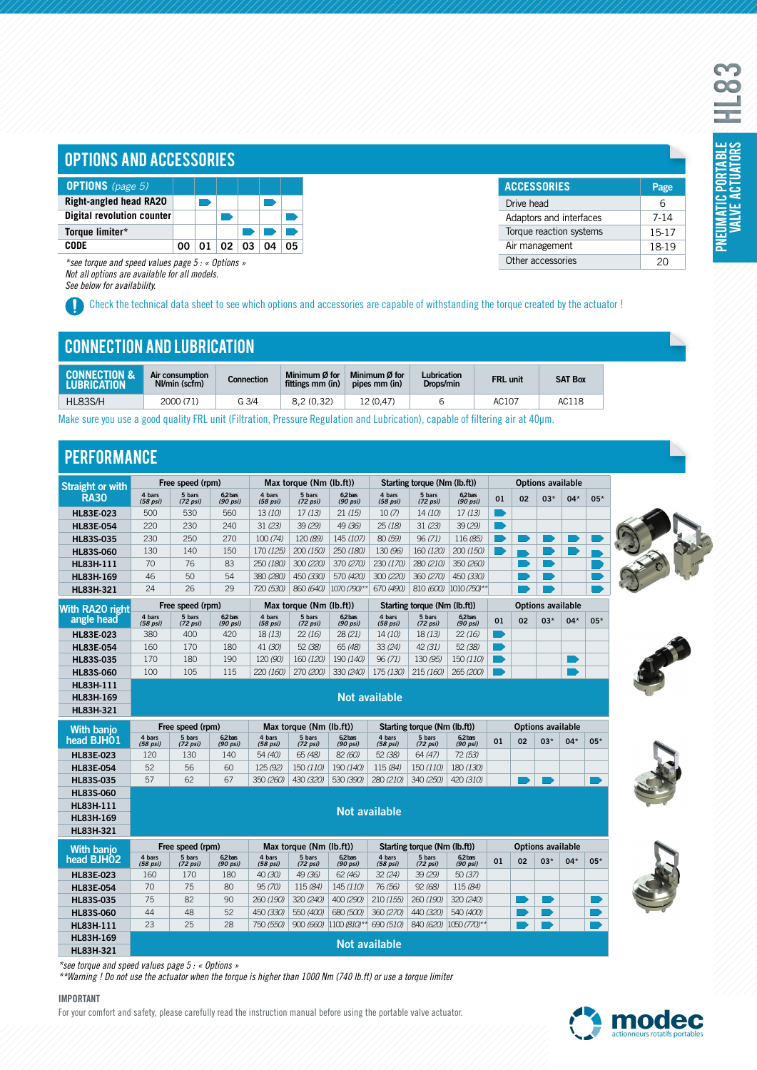## OPTIONS AND ACCESSORIES

| **OPTIONS** *(page 5)* | | | | | | |
|---|---|---|---|---|---|---|
| **Right-angled head RA20** | | ► | | | ► | |
| **Digital revolution counter** | | | ► | | | ► |
| **Torque limiter*** | | | | ► | ► | ► |
| **CODE** | 00 | 01 | 02 | 03 | 04 | 05 |

*\*see torque and speed values page 5 : « Options »*
*Not all options are available for all models.*
*See below for availability.*

| ACCESSORIES | Page |
|---|---|
| Drive head | 6 |
| Adaptors and interfaces | 7-14 |
| Torque reaction systems | 15-17 |
| Air management | 18-19 |
| Other accessories | 20 |

Check the technical data sheet to see which options and accessories are capable of withstanding the torque created by the actuator !

## CONNECTION AND LUBRICATION

| CONNECTION & LUBRICATION | Air consumption Nl/min (scfm) | Connection | Minimum Ø for fittings mm (in) | Minimum Ø for pipes mm (in) | Lubrication Drops/min | FRL unit | SAT Box |
|---|---|---|---|---|---|---|---|
| HL83S/H | 2000 (71) | G 3/4 | 8,2 (0,32) | 12 (0,47) | 6 | AC107 | AC118 |

Make sure you use a good quality FRL unit (Filtration, Pressure Regulation and Lubrication), capable of filtering air at 40µm.

## PERFORMANCE

| Straight or with RA30 | Free speed (rpm) | | | Max torque (Nm (lb.ft)) | | | Starting torque (Nm (lb.ft)) | | | Options available | | | | |
|---|---|---|---|---|---|---|---|---|---|---|---|---|---|---|
| | 4 bars *(58 psi)* | 5 bars *(72 psi)* | 6,2 bars *(90 psi)* | 4 bars *(58 psi)* | 5 bars *(72 psi)* | 6,2 bars *(90 psi)* | 4 bars *(58 psi)* | 5 bars *(72 psi)* | 6,2 bars *(90 psi)* | 01 | 02 | 03* | 04* | 05* |
| **HL83E-023** | 500 | 530 | 560 | 13 *(10)* | 17 *(13)* | 21 *(15)* | 10 *(7)* | 14 *(10)* | 17 *(13)* | ► | | | | |
| **HL83E-054** | 220 | 230 | 240 | 31 *(23)* | 39 *(29)* | 49 *(36)* | 25 *(18)* | 31 *(23)* | 39 *(29)* | ► | | | | |
| **HL83S-035** | 230 | 250 | 270 | 100 *(74)* | 120 *(89)* | 145 *(107)* | 80 *(59)* | 96 *(71)* | 116 *(85)* | ► | ► | ► | ► | ► |
| **HL83S-060** | 130 | 140 | 150 | 170 *(125)* | 200 *(150)* | 250 *(180)* | 130 *(96)* | 160 *(120)* | 200 *(150)* | ► | ► | ► | ► | ► |
| **HL83H-111** | 70 | 76 | 83 | 250 *(180)* | 300 *(220)* | 370 *(270)* | 230 *(170)* | 280 *(210)* | 350 *(260)* | | ► | ► | | ► |
| **HL83H-169** | 46 | 50 | 54 | 380 *(280)* | 450 *(330)* | 570 *(420)* | 300 *(220)* | 360 *(270)* | 450 *(330)* | | ► | ► | | ► |
| **HL83H-321** | 24 | 26 | 29 | 720 *(530)* | 860 *(640)* | 1070 *(790)*** | 670 *(490)* | 810 *(600)* | 1010 *(750)*** | | ► | ► | | ► |

| With RA20 right angle head | Free speed (rpm) | | | Max torque (Nm (lb.ft)) | | | Starting torque (Nm (lb.ft)) | | | Options available | | | | |
|---|---|---|---|---|---|---|---|---|---|---|---|---|---|---|
| | 4 bars *(58 psi)* | 5 bars *(72 psi)* | 6,2 bars *(90 psi)* | 4 bars *(58 psi)* | 5 bars *(72 psi)* | 6,2 bars *(90 psi)* | 4 bars *(58 psi)* | 5 bars *(72 psi)* | 6,2 bars *(90 psi)* | 01 | 02 | 03* | 04* | 05* |
| **HL83E-023** | 380 | 400 | 420 | 18 *(13)* | 22 *(16)* | 28 *(21)* | 14 *(10)* | 18 *(13)* | 22 *(16)* | ► | | | | |
| **HL83E-054** | 160 | 170 | 180 | 41 *(30)* | 52 *(38)* | 65 *(48)* | 33 *(24)* | 42 *(31)* | 52 *(38)* | ► | | | | |
| **HL83S-035** | 170 | 180 | 190 | 120 *(90)* | 160 *(120)* | 190 *(140)* | 96 *(71)* | 130 *(95)* | 150 *(110)* | ► | | | ► | |
| **HL83S-060** | 100 | 105 | 115 | 220 *(160)* | 270 *(200)* | 330 *(240)* | 175 *(130)* | 215 *(160)* | 265 *(200)* | ► | | | ► | |
| **HL83H-111** | Not available | | | | | | | | | | | | | |
| **HL83H-169** | Not available | | | | | | | | | | | | | |
| **HL83H-321** | Not available | | | | | | | | | | | | | |

| With banjo head BJH01 | Free speed (rpm) | | | Max torque (Nm (lb.ft)) | | | Starting torque (Nm (lb.ft)) | | | Options available | | | | |
|---|---|---|---|---|---|---|---|---|---|---|---|---|---|---|
| | 4 bars *(58 psi)* | 5 bars *(72 psi)* | 6,2 bars *(90 psi)* | 4 bars *(58 psi)* | 5 bars *(72 psi)* | 6,2 bars *(90 psi)* | 4 bars *(58 psi)* | 5 bars *(72 psi)* | 6,2 bars *(90 psi)* | 01 | 02 | 03* | 04* | 05* |
| **HL83E-023** | 120 | 130 | 140 | 54 *(40)* | 65 *(48)* | 82 *(60)* | 52 *(38)* | 64 *(47)* | 72 *(53)* | | | | | |
| **HL83E-054** | 52 | 56 | 60 | 125 *(92)* | 150 *(110)* | 190 *(140)* | 115 *(84)* | 150 *(110)* | 180 *(130)* | | | | | |
| **HL83S-035** | 57 | 62 | 67 | 350 *(260)* | 430 *(320)* | 530 *(390)* | 280 *(210)* | 340 *(250)* | 420 *(310)* | | ► | ► | | ► |
| **HL83S-060** | Not available | | | | | | | | | | | | | |
| **HL83H-111** | Not available | | | | | | | | | | | | | |
| **HL83H-169** | Not available | | | | | | | | | | | | | |
| **HL83H-321** | Not available | | | | | | | | | | | | | |

| With banjo head BJH02 | Free speed (rpm) | | | Max torque (Nm (lb.ft)) | | | Starting torque (Nm (lb.ft)) | | | Options available | | | | |
|---|---|---|---|---|---|---|---|---|---|---|---|---|---|---|
| | 4 bars *(58 psi)* | 5 bars *(72 psi)* | 6,2 bars *(90 psi)* | 4 bars *(58 psi)* | 5 bars *(72 psi)* | 6,2 bars *(90 psi)* | 4 bars *(58 psi)* | 5 bars *(72 psi)* | 6,2 bars *(90 psi)* | 01 | 02 | 03* | 04* | 05* |
| **HL83E-023** | 160 | 170 | 180 | 40 *(30)* | 49 *(36)* | 62 *(46)* | 32 *(24)* | 39 *(29)* | 50 *(37)* | | | | | |
| **HL83E-054** | 70 | 75 | 80 | 95 *(70)* | 115 *(84)* | 145 *(110)* | 76 *(56)* | 92 *(68)* | 115 *(84)* | | | | | |
| **HL83S-035** | 75 | 82 | 90 | 260 *(190)* | 320 *(240)* | 400 *(290)* | 210 *(155)* | 260 *(190)* | 320 *(240)* | | ► | ► | | ► |
| **HL83S-060** | 44 | 48 | 52 | 450 *(330)* | 550 *(400)* | 680 *(500)* | 360 *(270)* | 440 *(320)* | 540 *(400)* | | ► | ► | | ► |
| **HL83H-111** | 23 | 25 | 28 | 750 *(550)* | 900 *(660)* | 1100 *(810)*** | 690 *(510)* | 840 *(620)* | 1050 *(770)*** | | ► | ► | | ► |
| **HL83H-169** | Not available | | | | | | | | | | | | | |
| **HL83H-321** | Not available | | | | | | | | | | | | | |

*\*see torque and speed values page 5 : « Options »*
*\*\*Warning ! Do not use the actuator when the torque is higher than 1000 Nm (740 lb.ft) or use a torque limiter*

**IMPORTANT**

For your comfort and safety, please carefully read the instruction manual before using the portable valve actuator.